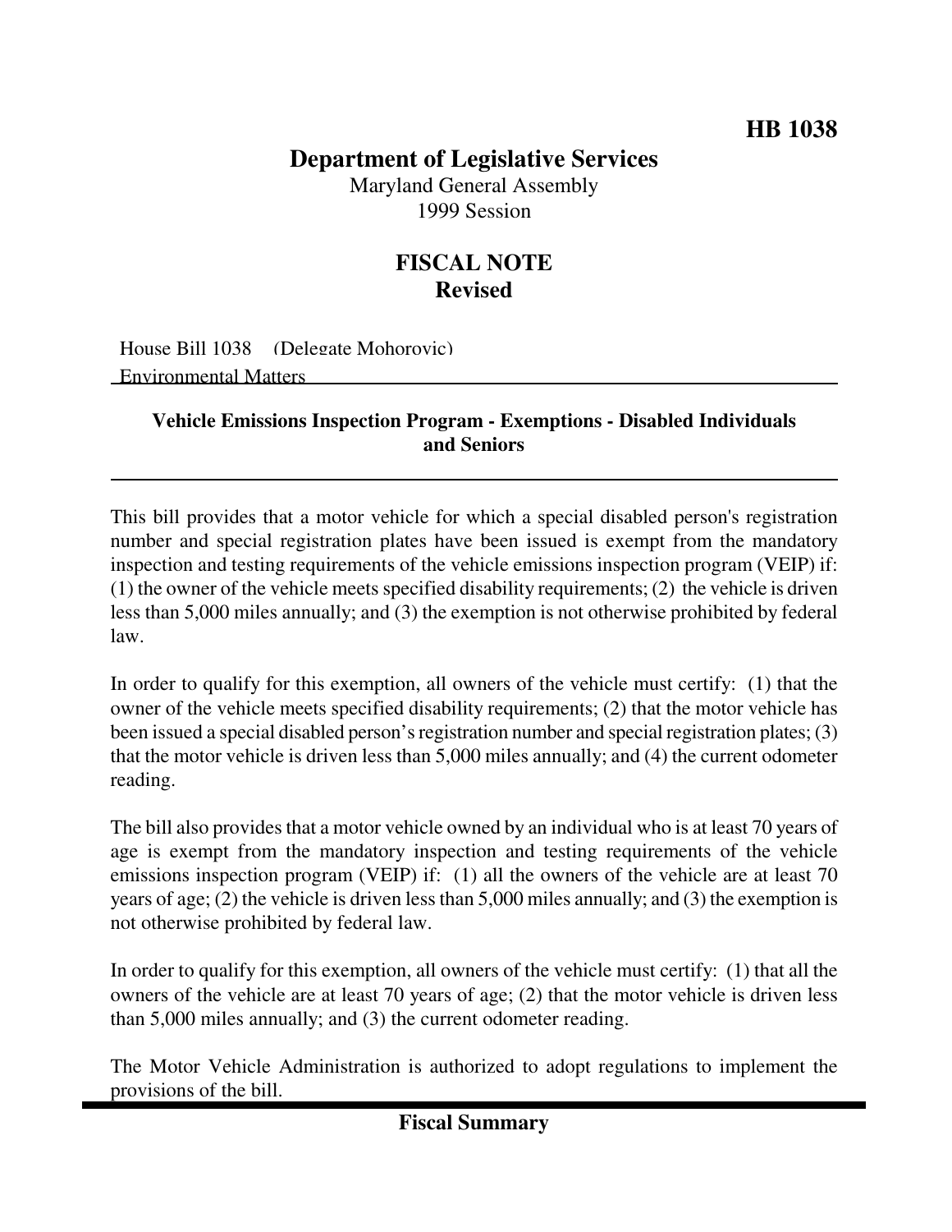HB 1038

# Department of Legislative Services

Maryland General Assembly
1999 Session

## FISCAL NOTE
**Revised**

House Bill 1038 (Delegate Mohorovic)
Environmental Matters

### Vehicle Emissions Inspection Program - Exemptions - Disabled Individuals and Seniors

This bill provides that a motor vehicle for which a special disabled person's registration number and special registration plates have been issued is exempt from the mandatory inspection and testing requirements of the vehicle emissions inspection program (VEIP) if: (1) the owner of the vehicle meets specified disability requirements; (2) the vehicle is driven less than 5,000 miles annually; and (3) the exemption is not otherwise prohibited by federal law.

In order to qualify for this exemption, all owners of the vehicle must certify: (1) that the owner of the vehicle meets specified disability requirements; (2) that the motor vehicle has been issued a special disabled person's registration number and special registration plates; (3) that the motor vehicle is driven less than 5,000 miles annually; and (4) the current odometer reading.

The bill also provides that a motor vehicle owned by an individual who is at least 70 years of age is exempt from the mandatory inspection and testing requirements of the vehicle emissions inspection program (VEIP) if: (1) all the owners of the vehicle are at least 70 years of age; (2) the vehicle is driven less than 5,000 miles annually; and (3) the exemption is not otherwise prohibited by federal law.

In order to qualify for this exemption, all owners of the vehicle must certify: (1) that all the owners of the vehicle are at least 70 years of age; (2) that the motor vehicle is driven less than 5,000 miles annually; and (3) the current odometer reading.

The Motor Vehicle Administration is authorized to adopt regulations to implement the provisions of the bill.

## Fiscal Summary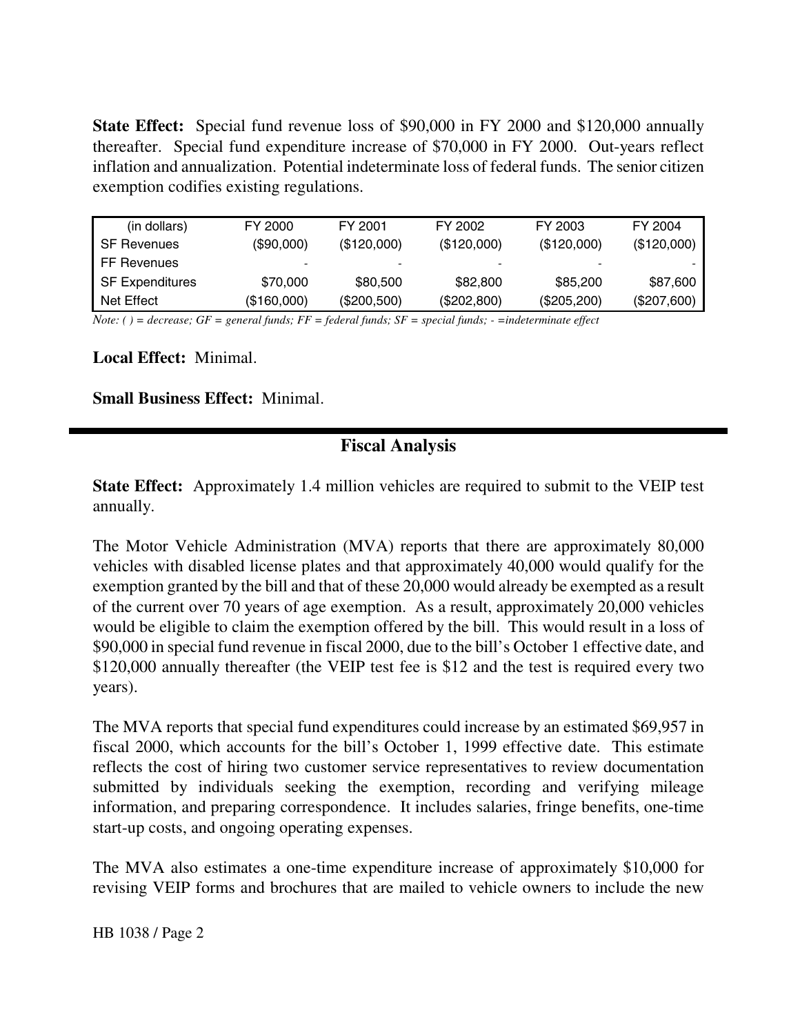**State Effect:** Special fund revenue loss of $90,000 in FY 2000 and $120,000 annually thereafter. Special fund expenditure increase of $70,000 in FY 2000. Out-years reflect inflation and annualization. Potential indeterminate loss of federal funds. The senior citizen exemption codifies existing regulations.

| (in dollars) | FY 2000 | FY 2001 | FY 2002 | FY 2003 | FY 2004 |
|---|---|---|---|---|---|
| SF Revenues | ($90,000) | ($120,000) | ($120,000) | ($120,000) | ($120,000) |
| FF Revenues | - | - | - | - | - |
| SF Expenditures | $70,000 | $80,500 | $82,800 | $85,200 | $87,600 |
| Net Effect | ($160,000) | ($200,500) | ($202,800) | ($205,200) | ($207,600) |

*Note: ( ) = decrease; GF = general funds; FF = federal funds; SF = special funds; - =indeterminate effect*

**Local Effect:** Minimal.

**Small Business Effect:** Minimal.

## Fiscal Analysis

**State Effect:** Approximately 1.4 million vehicles are required to submit to the VEIP test annually.

The Motor Vehicle Administration (MVA) reports that there are approximately 80,000 vehicles with disabled license plates and that approximately 40,000 would qualify for the exemption granted by the bill and that of these 20,000 would already be exempted as a result of the current over 70 years of age exemption. As a result, approximately 20,000 vehicles would be eligible to claim the exemption offered by the bill. This would result in a loss of $90,000 in special fund revenue in fiscal 2000, due to the bill's October 1 effective date, and $120,000 annually thereafter (the VEIP test fee is $12 and the test is required every two years).

The MVA reports that special fund expenditures could increase by an estimated $69,957 in fiscal 2000, which accounts for the bill's October 1, 1999 effective date. This estimate reflects the cost of hiring two customer service representatives to review documentation submitted by individuals seeking the exemption, recording and verifying mileage information, and preparing correspondence. It includes salaries, fringe benefits, one-time start-up costs, and ongoing operating expenses.

The MVA also estimates a one-time expenditure increase of approximately $10,000 for revising VEIP forms and brochures that are mailed to vehicle owners to include the new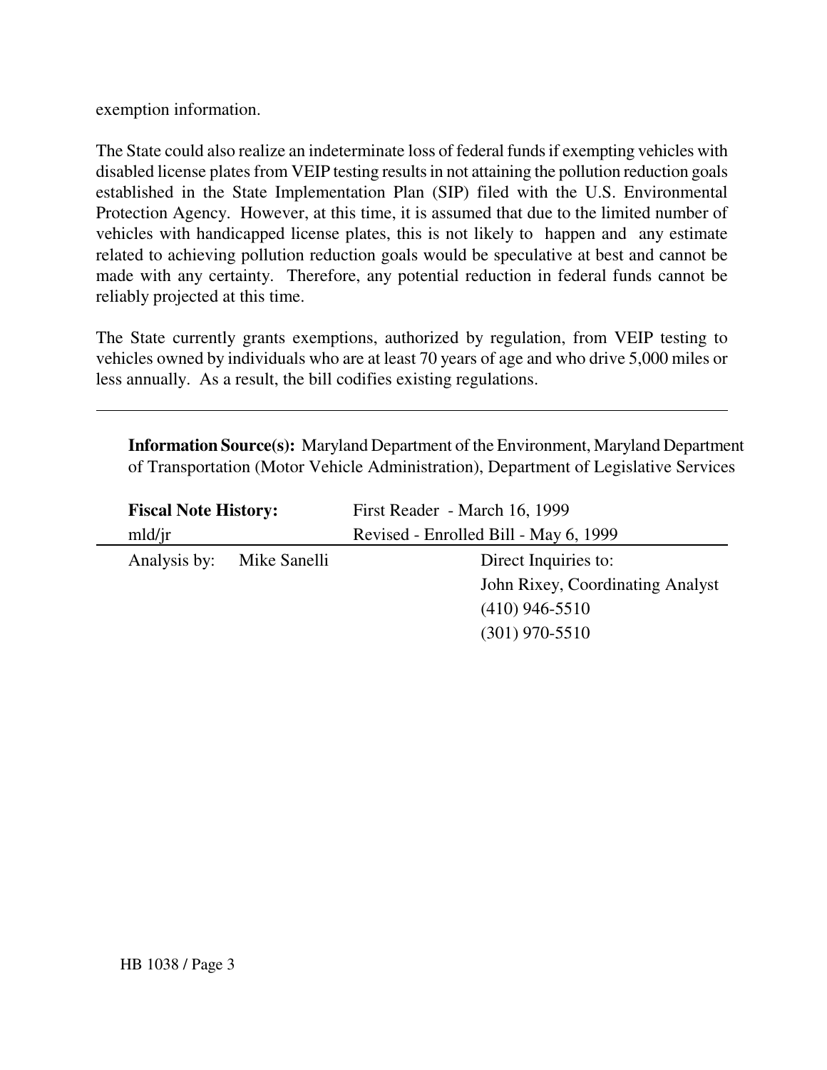exemption information.

The State could also realize an indeterminate loss of federal funds if exempting vehicles with disabled license plates from VEIP testing results in not attaining the pollution reduction goals established in the State Implementation Plan (SIP) filed with the U.S. Environmental Protection Agency. However, at this time, it is assumed that due to the limited number of vehicles with handicapped license plates, this is not likely to happen and any estimate related to achieving pollution reduction goals would be speculative at best and cannot be made with any certainty. Therefore, any potential reduction in federal funds cannot be reliably projected at this time.

The State currently grants exemptions, authorized by regulation, from VEIP testing to vehicles owned by individuals who are at least 70 years of age and who drive 5,000 miles or less annually. As a result, the bill codifies existing regulations.

---

**Information Source(s):** Maryland Department of the Environment, Maryland Department of Transportation (Motor Vehicle Administration), Department of Legislative Services

**Fiscal Note History:** First Reader - March 16, 1999
mld/jr Revised - Enrolled Bill - May 6, 1999

---

Analysis by: Mike Sanelli

Direct Inquiries to:
John Rixey, Coordinating Analyst
(410) 946-5510
(301) 970-5510